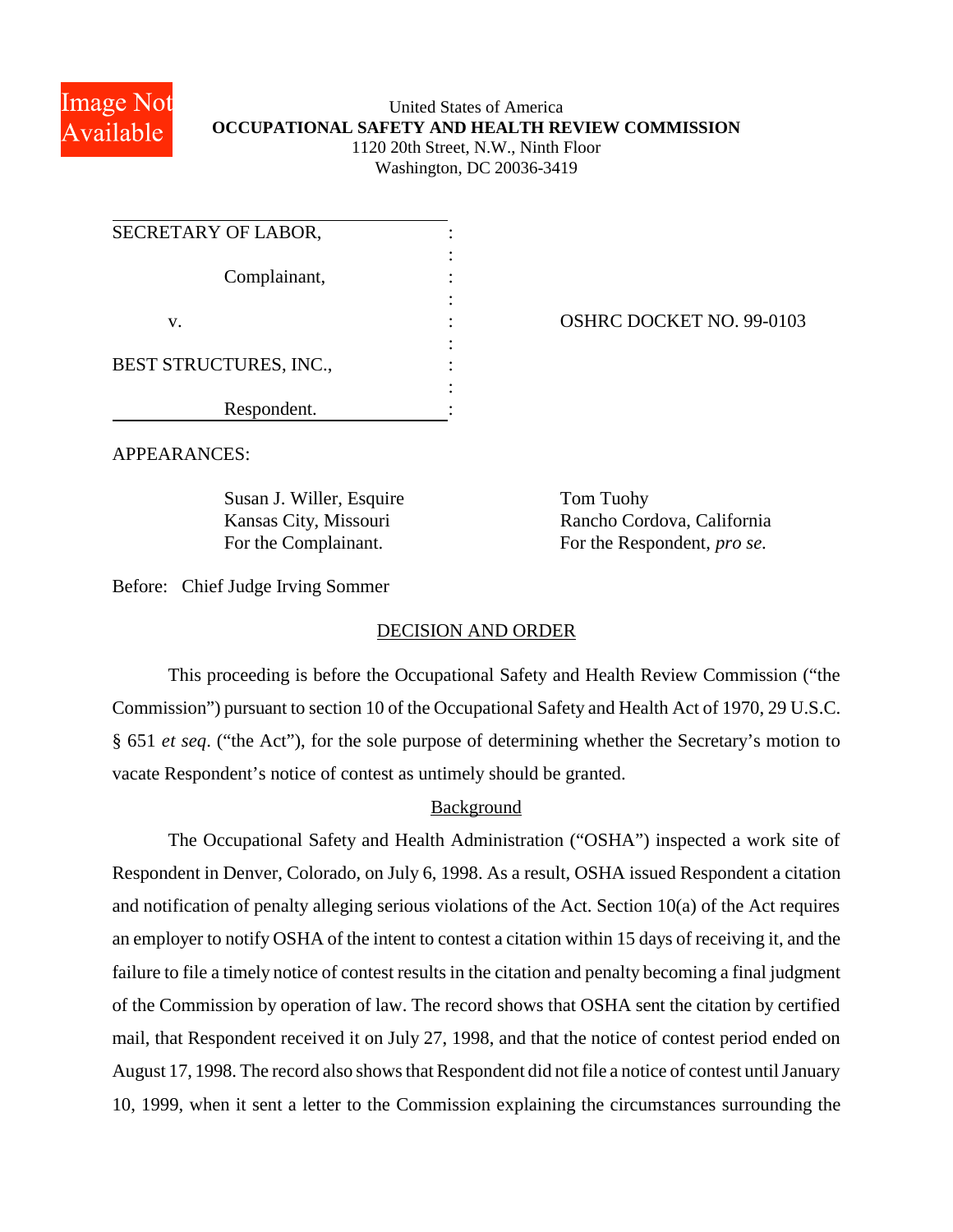United States of America
**OCCUPATIONAL SAFETY AND HEALTH REVIEW COMMISSION**
1120 20th Street, N.W., Ninth Floor
Washington, DC 20036-3419

SECRETARY OF LABOR,

Complainant,

v.

BEST STRUCTURES, INC.,

Respondent.

OSHRC DOCKET NO. 99-0103

APPEARANCES:

Susan J. Willer, Esquire
Kansas City, Missouri
For the Complainant.

Tom Tuohy
Rancho Cordova, California
For the Respondent, *pro se.*

Before: Chief Judge Irving Sommer

## DECISION AND ORDER

This proceeding is before the Occupational Safety and Health Review Commission ("the Commission") pursuant to section 10 of the Occupational Safety and Health Act of 1970, 29 U.S.C. § 651 *et seq*. ("the Act"), for the sole purpose of determining whether the Secretary's motion to vacate Respondent's notice of contest as untimely should be granted.

### Background

The Occupational Safety and Health Administration ("OSHA") inspected a work site of Respondent in Denver, Colorado, on July 6, 1998. As a result, OSHA issued Respondent a citation and notification of penalty alleging serious violations of the Act. Section 10(a) of the Act requires an employer to notify OSHA of the intent to contest a citation within 15 days of receiving it, and the failure to file a timely notice of contest results in the citation and penalty becoming a final judgment of the Commission by operation of law. The record shows that OSHA sent the citation by certified mail, that Respondent received it on July 27, 1998, and that the notice of contest period ended on August 17, 1998. The record also shows that Respondent did not file a notice of contest until January 10, 1999, when it sent a letter to the Commission explaining the circumstances surrounding the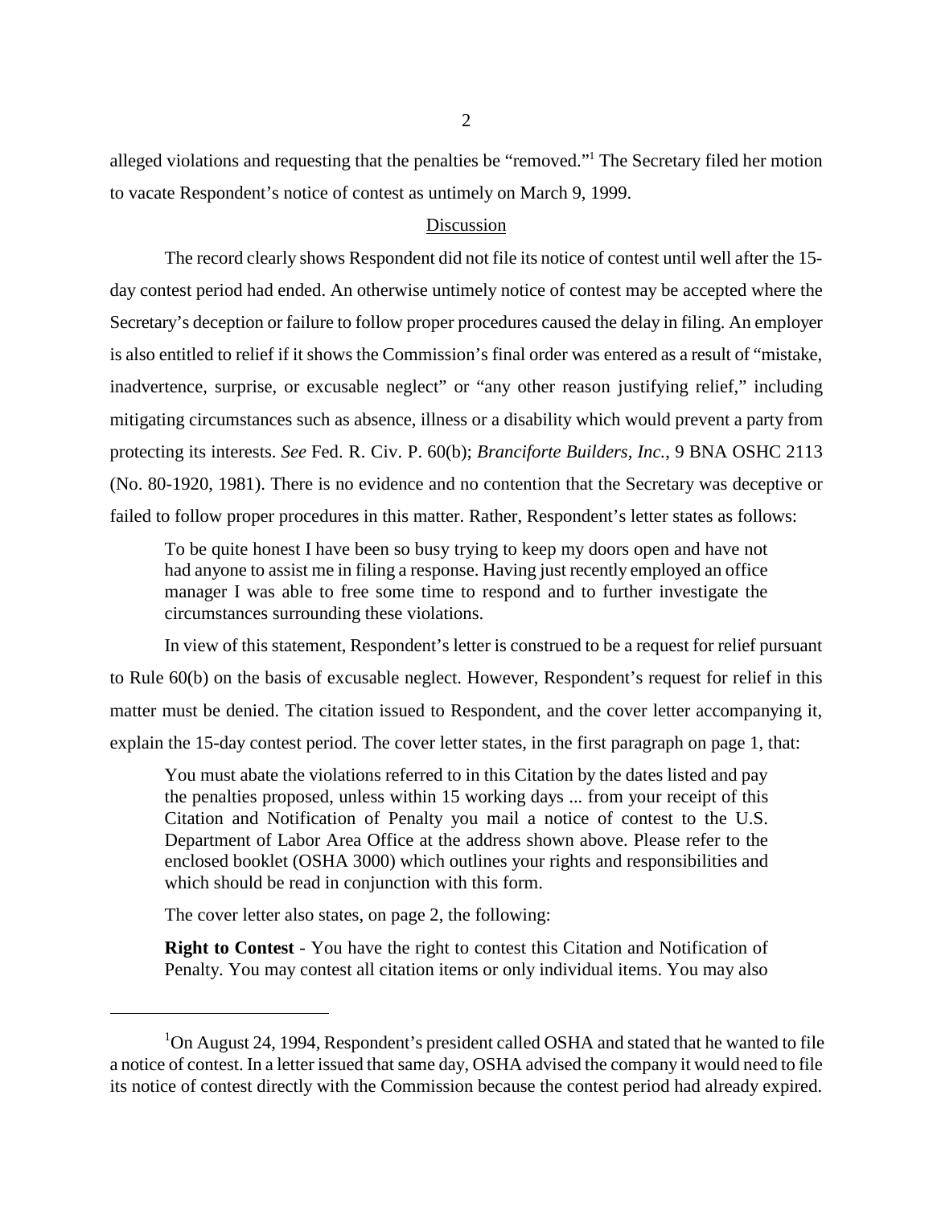alleged violations and requesting that the penalties be "removed."[1] The Secretary filed her motion to vacate Respondent's notice of contest as untimely on March 9, 1999.

## Discussion

The record clearly shows Respondent did not file its notice of contest until well after the 15-day contest period had ended. An otherwise untimely notice of contest may be accepted where the Secretary's deception or failure to follow proper procedures caused the delay in filing. An employer is also entitled to relief if it shows the Commission's final order was entered as a result of "mistake, inadvertence, surprise, or excusable neglect" or "any other reason justifying relief," including mitigating circumstances such as absence, illness or a disability which would prevent a party from protecting its interests. *See* Fed. R. Civ. P. 60(b); *Branciforte Builders, Inc.*, 9 BNA OSHC 2113 (No. 80-1920, 1981). There is no evidence and no contention that the Secretary was deceptive or failed to follow proper procedures in this matter. Rather, Respondent's letter states as follows:

> To be quite honest I have been so busy trying to keep my doors open and have not had anyone to assist me in filing a response. Having just recently employed an office manager I was able to free some time to respond and to further investigate the circumstances surrounding these violations.

In view of this statement, Respondent's letter is construed to be a request for relief pursuant to Rule 60(b) on the basis of excusable neglect. However, Respondent's request for relief in this matter must be denied. The citation issued to Respondent, and the cover letter accompanying it, explain the 15-day contest period. The cover letter states, in the first paragraph on page 1, that:

> You must abate the violations referred to in this Citation by the dates listed and pay the penalties proposed, unless within 15 working days ... from your receipt of this Citation and Notification of Penalty you mail a notice of contest to the U.S. Department of Labor Area Office at the address shown above. Please refer to the enclosed booklet (OSHA 3000) which outlines your rights and responsibilities and which should be read in conjunction with this form.

The cover letter also states, on page 2, the following:

> **Right to Contest** - You have the right to contest this Citation and Notification of Penalty. You may contest all citation items or only individual items. You may also

---

[1] On August 24, 1994, Respondent's president called OSHA and stated that he wanted to file a notice of contest. In a letter issued that same day, OSHA advised the company it would need to file its notice of contest directly with the Commission because the contest period had already expired.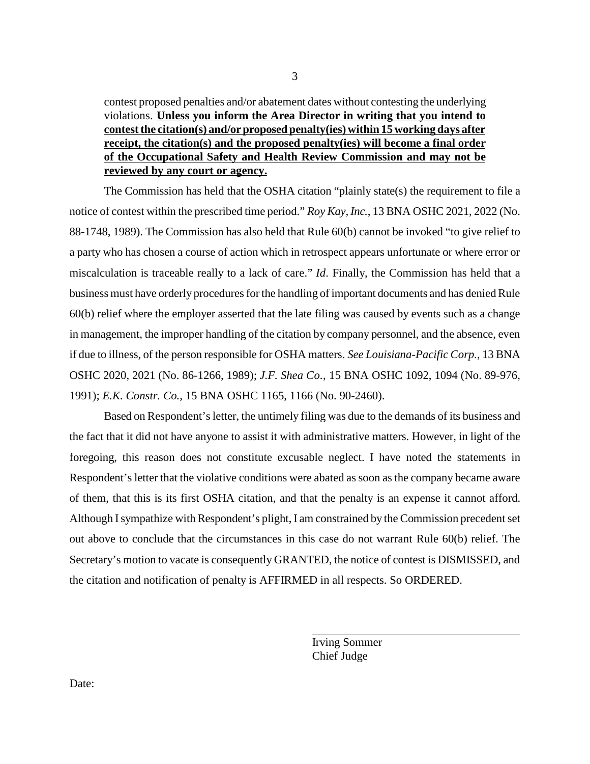> contest proposed penalties and/or abatement dates without contesting the underlying violations. **Unless you inform the Area Director in writing that you intend to contest the citation(s) and/or proposed penalty(ies) within 15 working days after receipt, the citation(s) and the proposed penalty(ies) will become a final order of the Occupational Safety and Health Review Commission and may not be reviewed by any court or agency.**

The Commission has held that the OSHA citation "plainly state(s) the requirement to file a notice of contest within the prescribed time period." *Roy Kay, Inc.*, 13 BNA OSHC 2021, 2022 (No. 88-1748, 1989). The Commission has also held that Rule 60(b) cannot be invoked "to give relief to a party who has chosen a course of action which in retrospect appears unfortunate or where error or miscalculation is traceable really to a lack of care." *Id*. Finally, the Commission has held that a business must have orderly procedures for the handling of important documents and has denied Rule 60(b) relief where the employer asserted that the late filing was caused by events such as a change in management, the improper handling of the citation by company personnel, and the absence, even if due to illness, of the person responsible for OSHA matters. *See Louisiana-Pacific Corp.*, 13 BNA OSHC 2020, 2021 (No. 86-1266, 1989); *J.F. Shea Co.*, 15 BNA OSHC 1092, 1094 (No. 89-976, 1991); *E.K. Constr. Co.*, 15 BNA OSHC 1165, 1166 (No. 90-2460).

Based on Respondent's letter, the untimely filing was due to the demands of its business and the fact that it did not have anyone to assist it with administrative matters. However, in light of the foregoing, this reason does not constitute excusable neglect. I have noted the statements in Respondent's letter that the violative conditions were abated as soon as the company became aware of them, that this is its first OSHA citation, and that the penalty is an expense it cannot afford. Although I sympathize with Respondent's plight, I am constrained by the Commission precedent set out above to conclude that the circumstances in this case do not warrant Rule 60(b) relief. The Secretary's motion to vacate is consequently GRANTED, the notice of contest is DISMISSED, and the citation and notification of penalty is AFFIRMED in all respects. So ORDERED.

Irving Sommer
Chief Judge

Date: